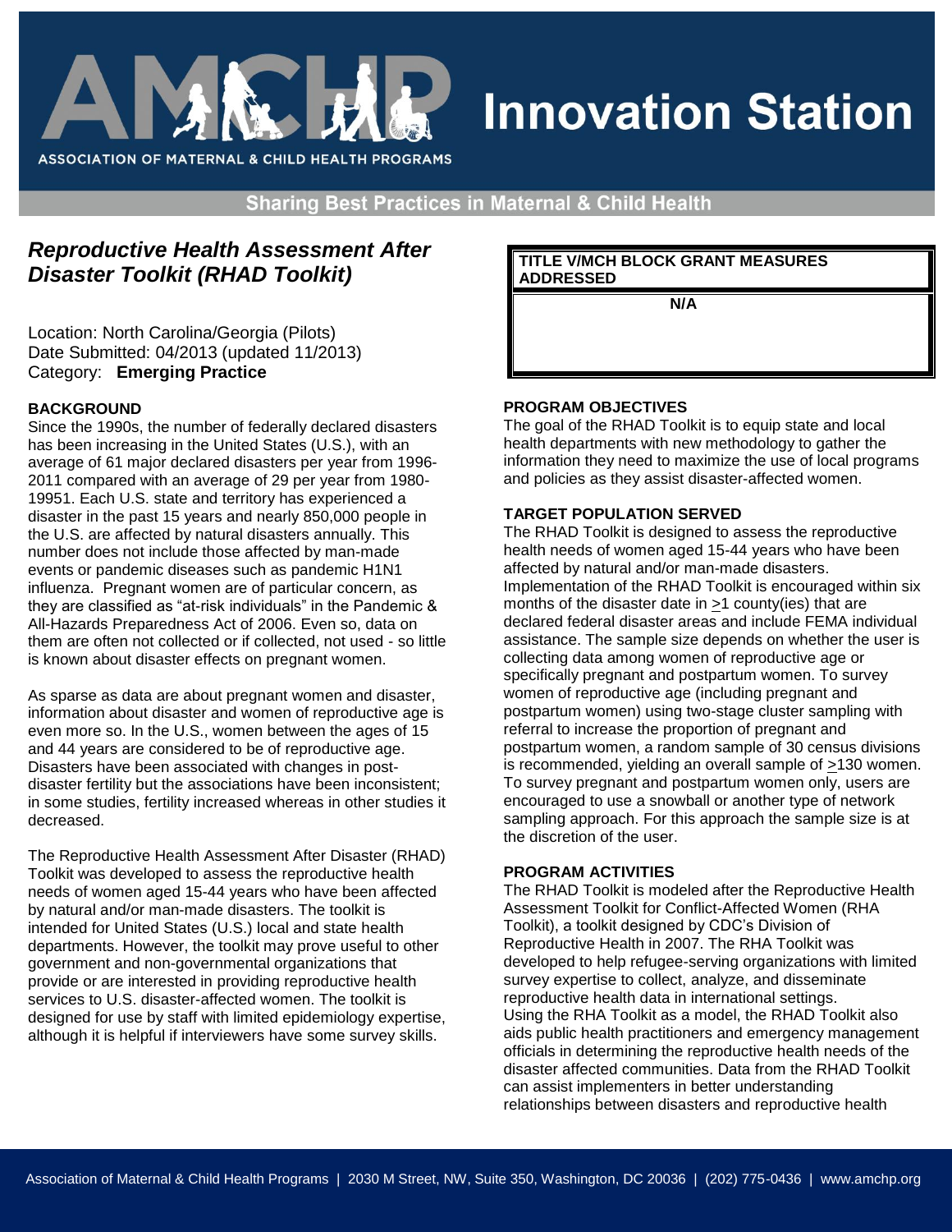# Innovation Station

ASSOCIATION OF MATERNAL & CHILD HEALTH PROGRAMS

**Sharing Best Practices in Maternal & Child Health**

## *Reproductive Health Assessment After Disaster Toolkit (RHAD Toolkit)*

Location: North Carolina/Georgia (Pilots)
Date Submitted: 04/2013 (updated 11/2013)
Category: **Emerging Practice**

| TITLE V/MCH BLOCK GRANT MEASURES ADDRESSED |
|---|
| N/A |

### BACKGROUND

Since the 1990s, the number of federally declared disasters has been increasing in the United States (U.S.), with an average of 61 major declared disasters per year from 1996-2011 compared with an average of 29 per year from 1980-19951. Each U.S. state and territory has experienced a disaster in the past 15 years and nearly 850,000 people in the U.S. are affected by natural disasters annually. This number does not include those affected by man-made events or pandemic diseases such as pandemic H1N1 influenza. Pregnant women are of particular concern, as they are classified as "at-risk individuals" in the Pandemic & All-Hazards Preparedness Act of 2006. Even so, data on them are often not collected or if collected, not used - so little is known about disaster effects on pregnant women.

As sparse as data are about pregnant women and disaster, information about disaster and women of reproductive age is even more so. In the U.S., women between the ages of 15 and 44 years are considered to be of reproductive age. Disasters have been associated with changes in post-disaster fertility but the associations have been inconsistent; in some studies, fertility increased whereas in other studies it decreased.

The Reproductive Health Assessment After Disaster (RHAD) Toolkit was developed to assess the reproductive health needs of women aged 15-44 years who have been affected by natural and/or man-made disasters. The toolkit is intended for United States (U.S.) local and state health departments. However, the toolkit may prove useful to other government and non-governmental organizations that provide or are interested in providing reproductive health services to U.S. disaster-affected women. The toolkit is designed for use by staff with limited epidemiology expertise, although it is helpful if interviewers have some survey skills.

### PROGRAM OBJECTIVES

The goal of the RHAD Toolkit is to equip state and local health departments with new methodology to gather the information they need to maximize the use of local programs and policies as they assist disaster-affected women.

### TARGET POPULATION SERVED

The RHAD Toolkit is designed to assess the reproductive health needs of women aged 15-44 years who have been affected by natural and/or man-made disasters. Implementation of the RHAD Toolkit is encouraged within six months of the disaster date in ≥1 county(ies) that are declared federal disaster areas and include FEMA individual assistance. The sample size depends on whether the user is collecting data among women of reproductive age or specifically pregnant and postpartum women. To survey women of reproductive age (including pregnant and postpartum women) using two-stage cluster sampling with referral to increase the proportion of pregnant and postpartum women, a random sample of 30 census divisions is recommended, yielding an overall sample of ≥130 women. To survey pregnant and postpartum women only, users are encouraged to use a snowball or another type of network sampling approach. For this approach the sample size is at the discretion of the user.

### PROGRAM ACTIVITIES

The RHAD Toolkit is modeled after the Reproductive Health Assessment Toolkit for Conflict-Affected Women (RHA Toolkit), a toolkit designed by CDC's Division of Reproductive Health in 2007. The RHA Toolkit was developed to help refugee-serving organizations with limited survey expertise to collect, analyze, and disseminate reproductive health data in international settings. Using the RHA Toolkit as a model, the RHAD Toolkit also aids public health practitioners and emergency management officials in determining the reproductive health needs of the disaster affected communities. Data from the RHAD Toolkit can assist implementers in better understanding relationships between disasters and reproductive health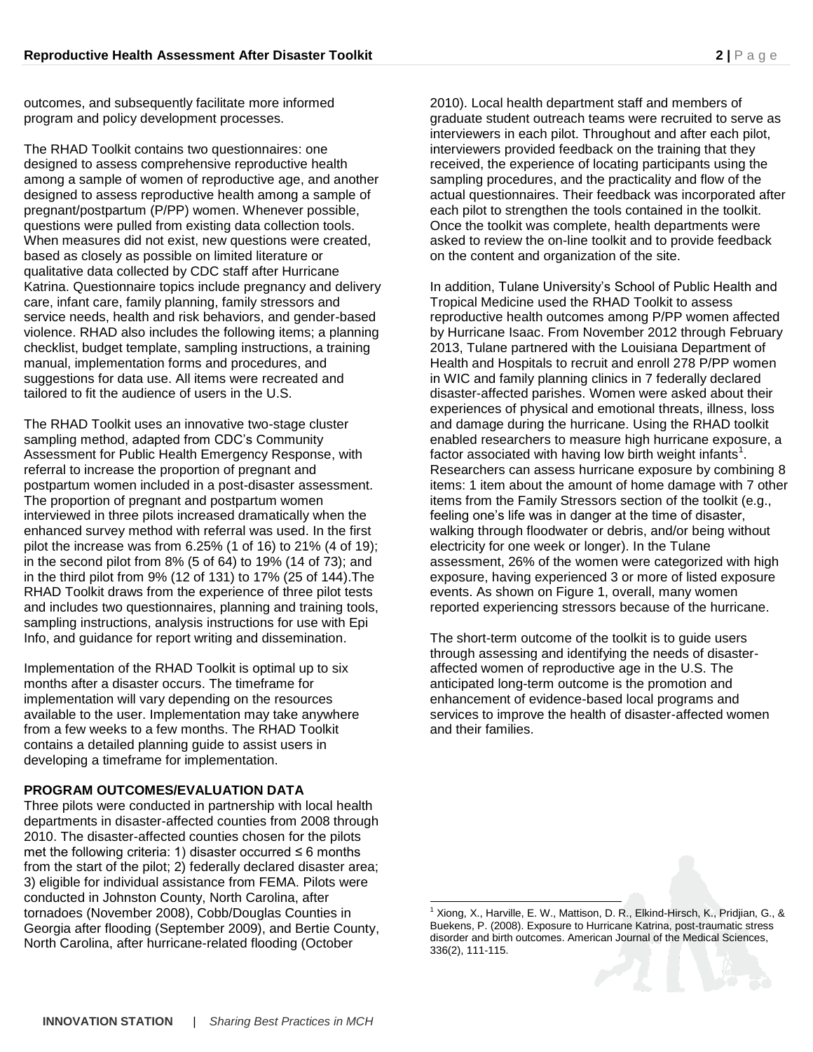outcomes, and subsequently facilitate more informed program and policy development processes.

The RHAD Toolkit contains two questionnaires: one designed to assess comprehensive reproductive health among a sample of women of reproductive age, and another designed to assess reproductive health among a sample of pregnant/postpartum (P/PP) women. Whenever possible, questions were pulled from existing data collection tools. When measures did not exist, new questions were created, based as closely as possible on limited literature or qualitative data collected by CDC staff after Hurricane Katrina. Questionnaire topics include pregnancy and delivery care, infant care, family planning, family stressors and service needs, health and risk behaviors, and gender-based violence. RHAD also includes the following items; a planning checklist, budget template, sampling instructions, a training manual, implementation forms and procedures, and suggestions for data use. All items were recreated and tailored to fit the audience of users in the U.S.

The RHAD Toolkit uses an innovative two-stage cluster sampling method, adapted from CDC's Community Assessment for Public Health Emergency Response, with referral to increase the proportion of pregnant and postpartum women included in a post-disaster assessment. The proportion of pregnant and postpartum women interviewed in three pilots increased dramatically when the enhanced survey method with referral was used. In the first pilot the increase was from 6.25% (1 of 16) to 21% (4 of 19); in the second pilot from 8% (5 of 64) to 19% (14 of 73); and in the third pilot from 9% (12 of 131) to 17% (25 of 144).The RHAD Toolkit draws from the experience of three pilot tests and includes two questionnaires, planning and training tools, sampling instructions, analysis instructions for use with Epi Info, and guidance for report writing and dissemination.

Implementation of the RHAD Toolkit is optimal up to six months after a disaster occurs. The timeframe for implementation will vary depending on the resources available to the user. Implementation may take anywhere from a few weeks to a few months. The RHAD Toolkit contains a detailed planning guide to assist users in developing a timeframe for implementation.

**PROGRAM OUTCOMES/EVALUATION DATA**

Three pilots were conducted in partnership with local health departments in disaster-affected counties from 2008 through 2010. The disaster-affected counties chosen for the pilots met the following criteria: 1) disaster occurred ≤ 6 months from the start of the pilot; 2) federally declared disaster area; 3) eligible for individual assistance from FEMA. Pilots were conducted in Johnston County, North Carolina, after tornadoes (November 2008), Cobb/Douglas Counties in Georgia after flooding (September 2009), and Bertie County, North Carolina, after hurricane-related flooding (October 2010). Local health department staff and members of graduate student outreach teams were recruited to serve as interviewers in each pilot. Throughout and after each pilot, interviewers provided feedback on the training that they received, the experience of locating participants using the sampling procedures, and the practicality and flow of the actual questionnaires. Their feedback was incorporated after each pilot to strengthen the tools contained in the toolkit. Once the toolkit was complete, health departments were asked to review the on-line toolkit and to provide feedback on the content and organization of the site.

In addition, Tulane University's School of Public Health and Tropical Medicine used the RHAD Toolkit to assess reproductive health outcomes among P/PP women affected by Hurricane Isaac. From November 2012 through February 2013, Tulane partnered with the Louisiana Department of Health and Hospitals to recruit and enroll 278 P/PP women in WIC and family planning clinics in 7 federally declared disaster-affected parishes. Women were asked about their experiences of physical and emotional threats, illness, loss and damage during the hurricane. Using the RHAD toolkit enabled researchers to measure high hurricane exposure, a factor associated with having low birth weight infants[1]. Researchers can assess hurricane exposure by combining 8 items: 1 item about the amount of home damage with 7 other items from the Family Stressors section of the toolkit (e.g., feeling one's life was in danger at the time of disaster, walking through floodwater or debris, and/or being without electricity for one week or longer). In the Tulane assessment, 26% of the women were categorized with high exposure, having experienced 3 or more of listed exposure events. As shown on Figure 1, overall, many women reported experiencing stressors because of the hurricane.

The short-term outcome of the toolkit is to guide users through assessing and identifying the needs of disaster-affected women of reproductive age in the U.S. The anticipated long-term outcome is the promotion and enhancement of evidence-based local programs and services to improve the health of disaster-affected women and their families.

[1] Xiong, X., Harville, E. W., Mattison, D. R., Elkind-Hirsch, K., Pridjian, G., & Buekens, P. (2008). Exposure to Hurricane Katrina, post-traumatic stress disorder and birth outcomes. American Journal of the Medical Sciences, 336(2), 111-115.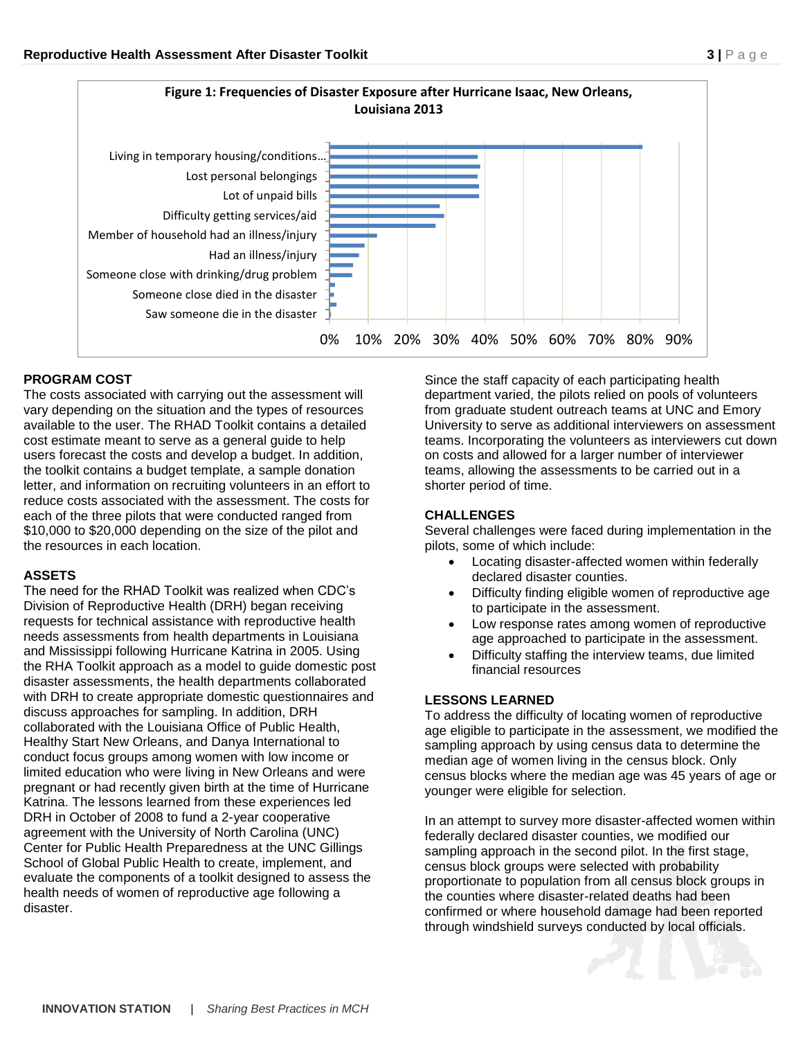**Figure 1: Frequencies of Disaster Exposure after Hurricane Isaac, New Orleans, Louisiana 2013**

## PROGRAM COST

The costs associated with carrying out the assessment will vary depending on the situation and the types of resources available to the user. The RHAD Toolkit contains a detailed cost estimate meant to serve as a general guide to help users forecast the costs and develop a budget. In addition, the toolkit contains a budget template, a sample donation letter, and information on recruiting volunteers in an effort to reduce costs associated with the assessment. The costs for each of the three pilots that were conducted ranged from $10,000 to $20,000 depending on the size of the pilot and the resources in each location.

## ASSETS

The need for the RHAD Toolkit was realized when CDC's Division of Reproductive Health (DRH) began receiving requests for technical assistance with reproductive health needs assessments from health departments in Louisiana and Mississippi following Hurricane Katrina in 2005. Using the RHA Toolkit approach as a model to guide domestic post disaster assessments, the health departments collaborated with DRH to create appropriate domestic questionnaires and discuss approaches for sampling. In addition, DRH collaborated with the Louisiana Office of Public Health, Healthy Start New Orleans, and Danya International to conduct focus groups among women with low income or limited education who were living in New Orleans and were pregnant or had recently given birth at the time of Hurricane Katrina. The lessons learned from these experiences led DRH in October of 2008 to fund a 2-year cooperative agreement with the University of North Carolina (UNC) Center for Public Health Preparedness at the UNC Gillings School of Global Public Health to create, implement, and evaluate the components of a toolkit designed to assess the health needs of women of reproductive age following a disaster.

Since the staff capacity of each participating health department varied, the pilots relied on pools of volunteers from graduate student outreach teams at UNC and Emory University to serve as additional interviewers on assessment teams. Incorporating the volunteers as interviewers cut down on costs and allowed for a larger number of interviewer teams, allowing the assessments to be carried out in a shorter period of time.

## CHALLENGES

Several challenges were faced during implementation in the pilots, some of which include:

- Locating disaster-affected women within federally declared disaster counties.
- Difficulty finding eligible women of reproductive age to participate in the assessment.
- Low response rates among women of reproductive age approached to participate in the assessment.
- Difficulty staffing the interview teams, due limited financial resources

## LESSONS LEARNED

To address the difficulty of locating women of reproductive age eligible to participate in the assessment, we modified the sampling approach by using census data to determine the median age of women living in the census block. Only census blocks where the median age was 45 years of age or younger were eligible for selection.

In an attempt to survey more disaster-affected women within federally declared disaster counties, we modified our sampling approach in the second pilot. In the first stage, census block groups were selected with probability proportionate to population from all census block groups in the counties where disaster-related deaths had been confirmed or where household damage had been reported through windshield surveys conducted by local officials.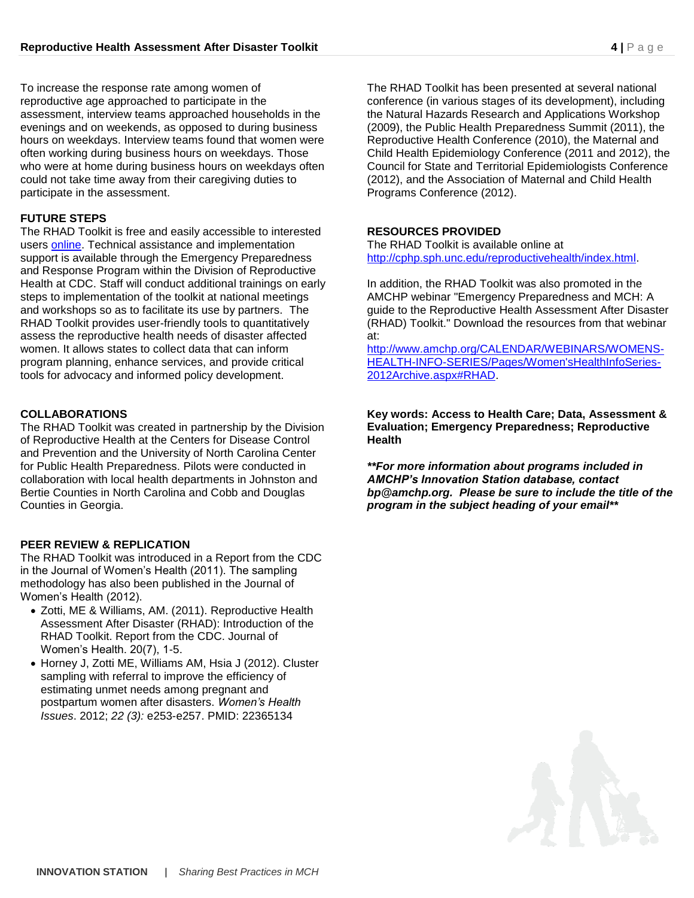To increase the response rate among women of reproductive age approached to participate in the assessment, interview teams approached households in the evenings and on weekends, as opposed to during business hours on weekdays. Interview teams found that women were often working during business hours on weekdays. Those who were at home during business hours on weekdays often could not take time away from their caregiving duties to participate in the assessment.

## FUTURE STEPS

The RHAD Toolkit is free and easily accessible to interested users online. Technical assistance and implementation support is available through the Emergency Preparedness and Response Program within the Division of Reproductive Health at CDC. Staff will conduct additional trainings on early steps to implementation of the toolkit at national meetings and workshops so as to facilitate its use by partners. The RHAD Toolkit provides user-friendly tools to quantitatively assess the reproductive health needs of disaster affected women. It allows states to collect data that can inform program planning, enhance services, and provide critical tools for advocacy and informed policy development.

## COLLABORATIONS

The RHAD Toolkit was created in partnership by the Division of Reproductive Health at the Centers for Disease Control and Prevention and the University of North Carolina Center for Public Health Preparedness. Pilots were conducted in collaboration with local health departments in Johnston and Bertie Counties in North Carolina and Cobb and Douglas Counties in Georgia.

## PEER REVIEW & REPLICATION

The RHAD Toolkit was introduced in a Report from the CDC in the Journal of Women's Health (2011). The sampling methodology has also been published in the Journal of Women's Health (2012).

- Zotti, ME & Williams, AM. (2011). Reproductive Health Assessment After Disaster (RHAD): Introduction of the RHAD Toolkit. Report from the CDC. Journal of Women's Health. 20(7), 1-5.
- Horney J, Zotti ME, Williams AM, Hsia J (2012). Cluster sampling with referral to improve the efficiency of estimating unmet needs among pregnant and postpartum women after disasters. *Women's Health Issues*. 2012; *22 (3):* e253-e257. PMID: 22365134

The RHAD Toolkit has been presented at several national conference (in various stages of its development), including the Natural Hazards Research and Applications Workshop (2009), the Public Health Preparedness Summit (2011), the Reproductive Health Conference (2010), the Maternal and Child Health Epidemiology Conference (2011 and 2012), the Council for State and Territorial Epidemiologists Conference (2012), and the Association of Maternal and Child Health Programs Conference (2012).

## RESOURCES PROVIDED

The RHAD Toolkit is available online at http://cphp.sph.unc.edu/reproductivehealth/index.html.

In addition, the RHAD Toolkit was also promoted in the AMCHP webinar "Emergency Preparedness and MCH: A guide to the Reproductive Health Assessment After Disaster (RHAD) Toolkit." Download the resources from that webinar at: http://www.amchp.org/CALENDAR/WEBINARS/WOMENS-HEALTH-INFO-SERIES/Pages/Women'sHealthInfoSeries-2012Archive.aspx#RHAD.

**Key words: Access to Health Care; Data, Assessment & Evaluation; Emergency Preparedness; Reproductive Health**

***\*\*For more information about programs included in AMCHP's Innovation Station database, contact bp@amchp.org. Please be sure to include the title of the program in the subject heading of your email\*\****